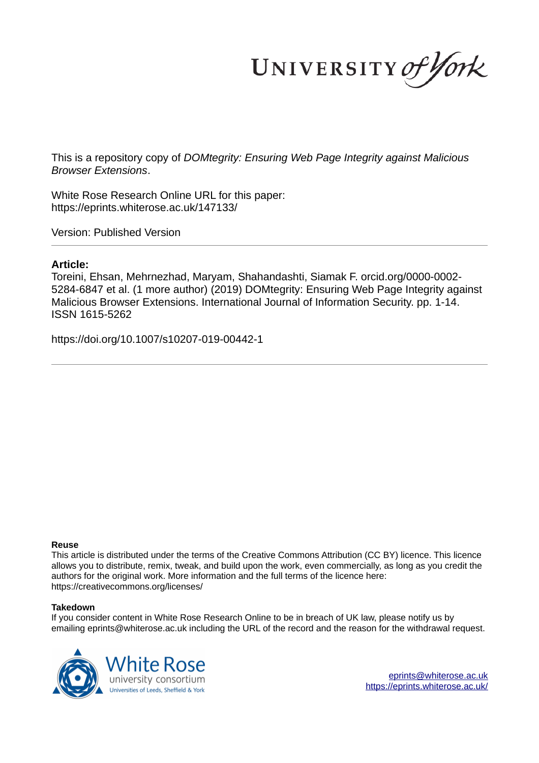This is a repository copy of *DOMtegrity: Ensuring Web Page Integrity against Malicious Browser Extensions*.

White Rose Research Online URL for this paper:
https://eprints.whiterose.ac.uk/147133/

Version: Published Version

## Article:

Toreini, Ehsan, Mehrnezhad, Maryam, Shahandashti, Siamak F. orcid.org/0000-0002-5284-6847 et al. (1 more author) (2019) DOMtegrity: Ensuring Web Page Integrity against Malicious Browser Extensions. International Journal of Information Security. pp. 1-14. ISSN 1615-5262

https://doi.org/10.1007/s10207-019-00442-1

---

**Reuse**

This article is distributed under the terms of the Creative Commons Attribution (CC BY) licence. This licence allows you to distribute, remix, tweak, and build upon the work, even commercially, as long as you credit the authors for the original work. More information and the full terms of the licence here: https://creativecommons.org/licenses/

**Takedown**

If you consider content in White Rose Research Online to be in breach of UK law, please notify us by emailing eprints@whiterose.ac.uk including the URL of the record and the reason for the withdrawal request.

eprints@whiterose.ac.uk
https://eprints.whiterose.ac.uk/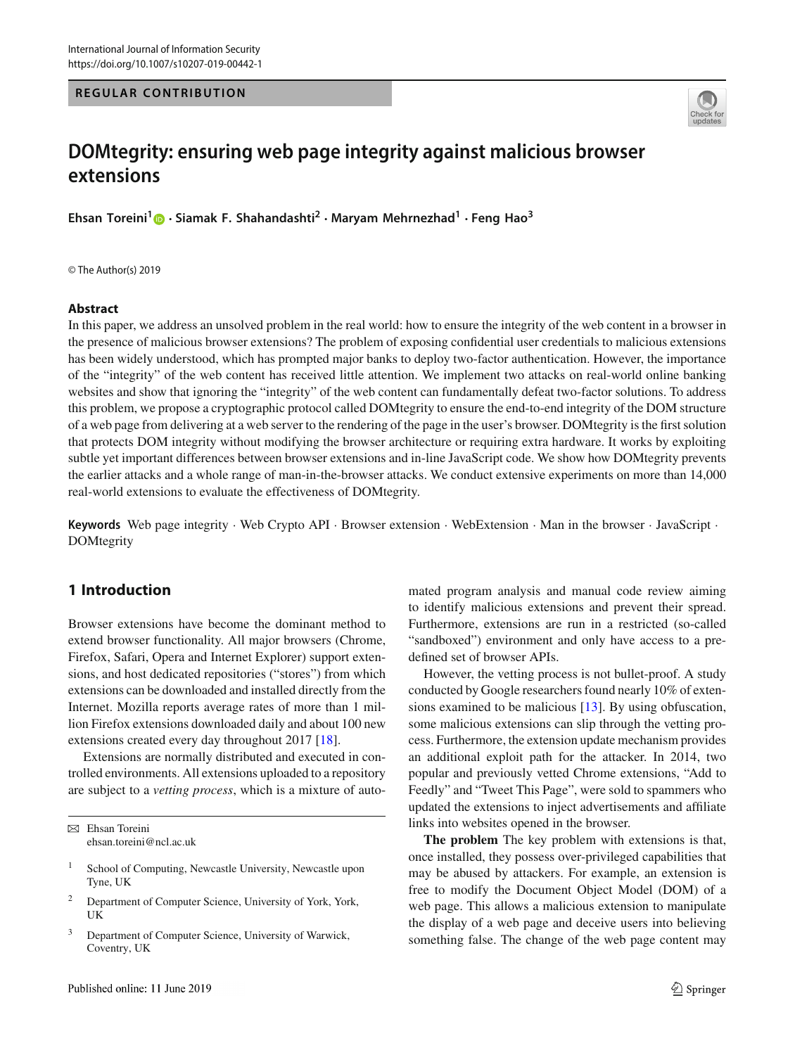# DOMtegrity: ensuring web page integrity against malicious browser extensions

**Ehsan Toreini[1] · Siamak F. Shahandashti[2] · Maryam Mehrnezhad[1] · Feng Hao[3]**

© The Author(s) 2019

## Abstract

In this paper, we address an unsolved problem in the real world: how to ensure the integrity of the web content in a browser in the presence of malicious browser extensions? The problem of exposing confidential user credentials to malicious extensions has been widely understood, which has prompted major banks to deploy two-factor authentication. However, the importance of the "integrity" of the web content has received little attention. We implement two attacks on real-world online banking websites and show that ignoring the "integrity" of the web content can fundamentally defeat two-factor solutions. To address this problem, we propose a cryptographic protocol called DOMtegrity to ensure the end-to-end integrity of the DOM structure of a web page from delivering at a web server to the rendering of the page in the user's browser. DOMtegrity is the first solution that protects DOM integrity without modifying the browser architecture or requiring extra hardware. It works by exploiting subtle yet important differences between browser extensions and in-line JavaScript code. We show how DOMtegrity prevents the earlier attacks and a whole range of man-in-the-browser attacks. We conduct extensive experiments on more than 14,000 real-world extensions to evaluate the effectiveness of DOMtegrity.

**Keywords** Web page integrity · Web Crypto API · Browser extension · WebExtension · Man in the browser · JavaScript · DOMtegrity

## 1 Introduction

Browser extensions have become the dominant method to extend browser functionality. All major browsers (Chrome, Firefox, Safari, Opera and Internet Explorer) support extensions, and host dedicated repositories ("stores") from which extensions can be downloaded and installed directly from the Internet. Mozilla reports average rates of more than 1 million Firefox extensions downloaded daily and about 100 new extensions created every day throughout 2017 [18].

Extensions are normally distributed and executed in controlled environments. All extensions uploaded to a repository are subject to a *vetting process*, which is a mixture of automated program analysis and manual code review aiming to identify malicious extensions and prevent their spread. Furthermore, extensions are run in a restricted (so-called "sandboxed") environment and only have access to a predefined set of browser APIs.

However, the vetting process is not bullet-proof. A study conducted by Google researchers found nearly 10% of extensions examined to be malicious [13]. By using obfuscation, some malicious extensions can slip through the vetting process. Furthermore, the extension update mechanism provides an additional exploit path for the attacker. In 2014, two popular and previously vetted Chrome extensions, "Add to Feedly" and "Tweet This Page", were sold to spammers who updated the extensions to inject advertisements and affiliate links into websites opened in the browser.

**The problem** The key problem with extensions is that, once installed, they possess over-privileged capabilities that may be abused by attackers. For example, an extension is free to modify the Document Object Model (DOM) of a web page. This allows a malicious extension to manipulate the display of a web page and deceive users into believing something false. The change of the web page content may

✉ Ehsan Toreini
ehsan.toreini@ncl.ac.uk

1 School of Computing, Newcastle University, Newcastle upon Tyne, UK

2 Department of Computer Science, University of York, York, UK

3 Department of Computer Science, University of Warwick, Coventry, UK

Published online: 11 June 2019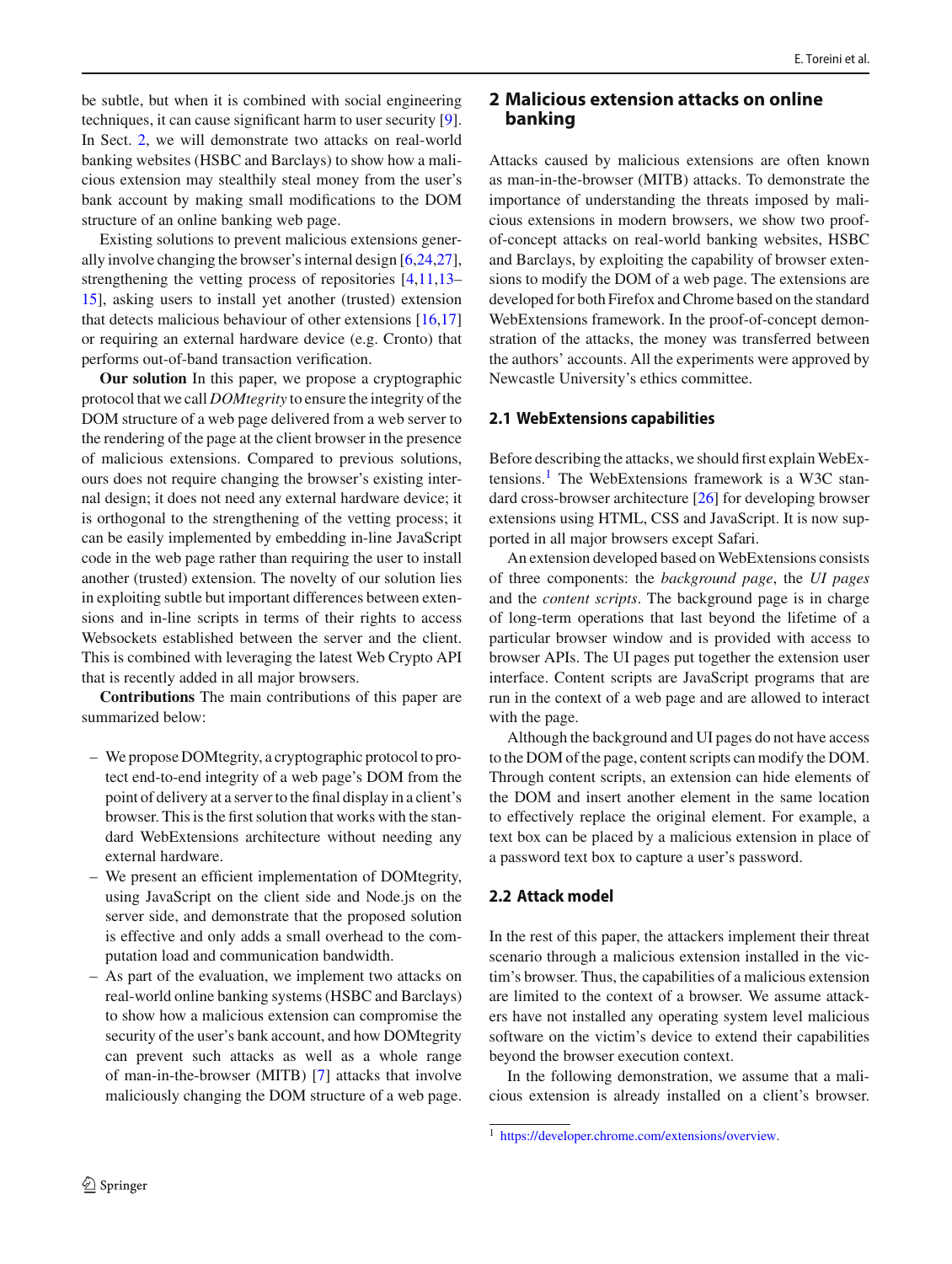be subtle, but when it is combined with social engineering techniques, it can cause significant harm to user security [9]. In Sect. 2, we will demonstrate two attacks on real-world banking websites (HSBC and Barclays) to show how a malicious extension may stealthily steal money from the user's bank account by making small modifications to the DOM structure of an online banking web page.

Existing solutions to prevent malicious extensions generally involve changing the browser's internal design [6,24,27], strengthening the vetting process of repositories [4,11,13–15], asking users to install yet another (trusted) extension that detects malicious behaviour of other extensions [16,17] or requiring an external hardware device (e.g. Cronto) that performs out-of-band transaction verification.

**Our solution** In this paper, we propose a cryptographic protocol that we call *DOMtegrity* to ensure the integrity of the DOM structure of a web page delivered from a web server to the rendering of the page at the client browser in the presence of malicious extensions. Compared to previous solutions, ours does not require changing the browser's existing internal design; it does not need any external hardware device; it is orthogonal to the strengthening of the vetting process; it can be easily implemented by embedding in-line JavaScript code in the web page rather than requiring the user to install another (trusted) extension. The novelty of our solution lies in exploiting subtle but important differences between extensions and in-line scripts in terms of their rights to access Websockets established between the server and the client. This is combined with leveraging the latest Web Crypto API that is recently added in all major browsers.

**Contributions** The main contributions of this paper are summarized below:

- We propose DOMtegrity, a cryptographic protocol to protect end-to-end integrity of a web page's DOM from the point of delivery at a server to the final display in a client's browser. This is the first solution that works with the standard WebExtensions architecture without needing any external hardware.
- We present an efficient implementation of DOMtegrity, using JavaScript on the client side and Node.js on the server side, and demonstrate that the proposed solution is effective and only adds a small overhead to the computation load and communication bandwidth.
- As part of the evaluation, we implement two attacks on real-world online banking systems (HSBC and Barclays) to show how a malicious extension can compromise the security of the user's bank account, and how DOMtegrity can prevent such attacks as well as a whole range of man-in-the-browser (MITB) [7] attacks that involve maliciously changing the DOM structure of a web page.

## 2 Malicious extension attacks on online banking

Attacks caused by malicious extensions are often known as man-in-the-browser (MITB) attacks. To demonstrate the importance of understanding the threats imposed by malicious extensions in modern browsers, we show two proof-of-concept attacks on real-world banking websites, HSBC and Barclays, by exploiting the capability of browser extensions to modify the DOM of a web page. The extensions are developed for both Firefox and Chrome based on the standard WebExtensions framework. In the proof-of-concept demonstration of the attacks, the money was transferred between the authors' accounts. All the experiments were approved by Newcastle University's ethics committee.

### 2.1 WebExtensions capabilities

Before describing the attacks, we should first explain WebExtensions.[1] The WebExtensions framework is a W3C standard cross-browser architecture [26] for developing browser extensions using HTML, CSS and JavaScript. It is now supported in all major browsers except Safari.

An extension developed based on WebExtensions consists of three components: the *background page*, the *UI pages* and the *content scripts*. The background page is in charge of long-term operations that last beyond the lifetime of a particular browser window and is provided with access to browser APIs. The UI pages put together the extension user interface. Content scripts are JavaScript programs that are run in the context of a web page and are allowed to interact with the page.

Although the background and UI pages do not have access to the DOM of the page, content scripts can modify the DOM. Through content scripts, an extension can hide elements of the DOM and insert another element in the same location to effectively replace the original element. For example, a text box can be placed by a malicious extension in place of a password text box to capture a user's password.

### 2.2 Attack model

In the rest of this paper, the attackers implement their threat scenario through a malicious extension installed in the victim's browser. Thus, the capabilities of a malicious extension are limited to the context of a browser. We assume attackers have not installed any operating system level malicious software on the victim's device to extend their capabilities beyond the browser execution context.

In the following demonstration, we assume that a malicious extension is already installed on a client's browser.

[1] https://developer.chrome.com/extensions/overview.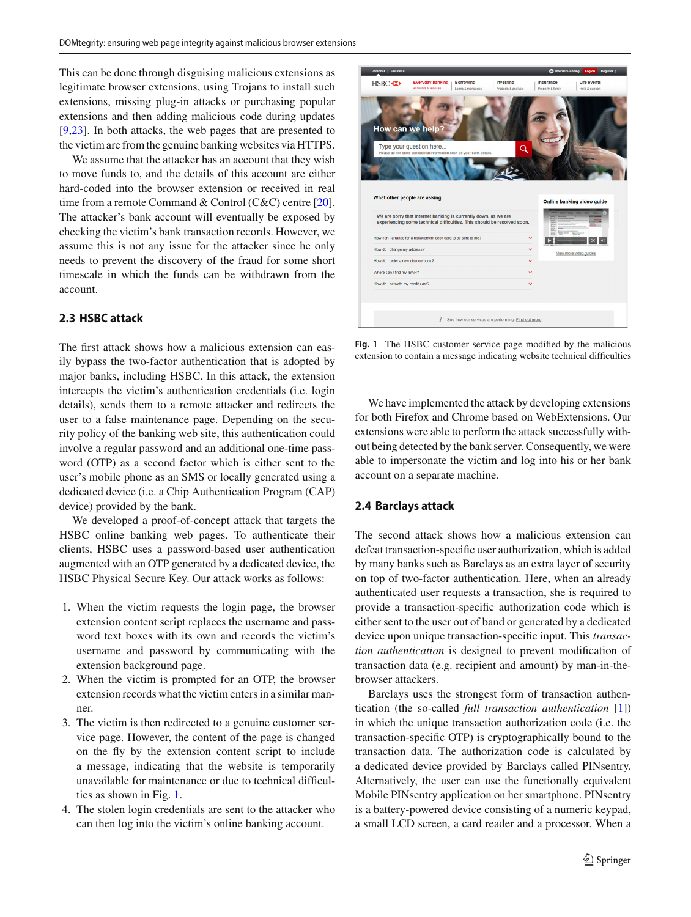This can be done through disguising malicious extensions as legitimate browser extensions, using Trojans to install such extensions, missing plug-in attacks or purchasing popular extensions and then adding malicious code during updates [9,23]. In both attacks, the web pages that are presented to the victim are from the genuine banking websites via HTTPS.

We assume that the attacker has an account that they wish to move funds to, and the details of this account are either hard-coded into the browser extension or received in real time from a remote Command & Control (C&C) centre [20]. The attacker's bank account will eventually be exposed by checking the victim's bank transaction records. However, we assume this is not any issue for the attacker since he only needs to prevent the discovery of the fraud for some short timescale in which the funds can be withdrawn from the account.

## 2.3 HSBC attack

The first attack shows how a malicious extension can easily bypass the two-factor authentication that is adopted by major banks, including HSBC. In this attack, the extension intercepts the victim's authentication credentials (i.e. login details), sends them to a remote attacker and redirects the user to a false maintenance page. Depending on the security policy of the banking web site, this authentication could involve a regular password and an additional one-time password (OTP) as a second factor which is either sent to the user's mobile phone as an SMS or locally generated using a dedicated device (i.e. a Chip Authentication Program (CAP) device) provided by the bank.

We developed a proof-of-concept attack that targets the HSBC online banking web pages. To authenticate their clients, HSBC uses a password-based user authentication augmented with an OTP generated by a dedicated device, the HSBC Physical Secure Key. Our attack works as follows:

1. When the victim requests the login page, the browser extension content script replaces the username and password text boxes with its own and records the victim's username and password by communicating with the extension background page.
2. When the victim is prompted for an OTP, the browser extension records what the victim enters in a similar manner.
3. The victim is then redirected to a genuine customer service page. However, the content of the page is changed on the fly by the extension content script to include a message, indicating that the website is temporarily unavailable for maintenance or due to technical difficulties as shown in Fig. 1.
4. The stolen login credentials are sent to the attacker who can then log into the victim's online banking account.

**Fig. 1** The HSBC customer service page modified by the malicious extension to contain a message indicating website technical difficulties

We have implemented the attack by developing extensions for both Firefox and Chrome based on WebExtensions. Our extensions were able to perform the attack successfully without being detected by the bank server. Consequently, we were able to impersonate the victim and log into his or her bank account on a separate machine.

## 2.4 Barclays attack

The second attack shows how a malicious extension can defeat transaction-specific user authorization, which is added by many banks such as Barclays as an extra layer of security on top of two-factor authentication. Here, when an already authenticated user requests a transaction, she is required to provide a transaction-specific authorization code which is either sent to the user out of band or generated by a dedicated device using unique transaction-specific input. This *transaction authentication* is designed to prevent modification of transaction data (e.g. recipient and amount) by man-in-the-browser attackers.

Barclays uses the strongest form of transaction authentication (the so-called *full transaction authentication* [1]) in which the unique transaction authorization code (i.e. the transaction-specific OTP) is cryptographically bound to the transaction data. The authorization code is calculated by a dedicated device provided by Barclays called PINsentry. Alternatively, the user can use the functionally equivalent Mobile PINsentry application on her smartphone. PINsentry is a battery-powered device consisting of a numeric keypad, a small LCD screen, a card reader and a processor. When a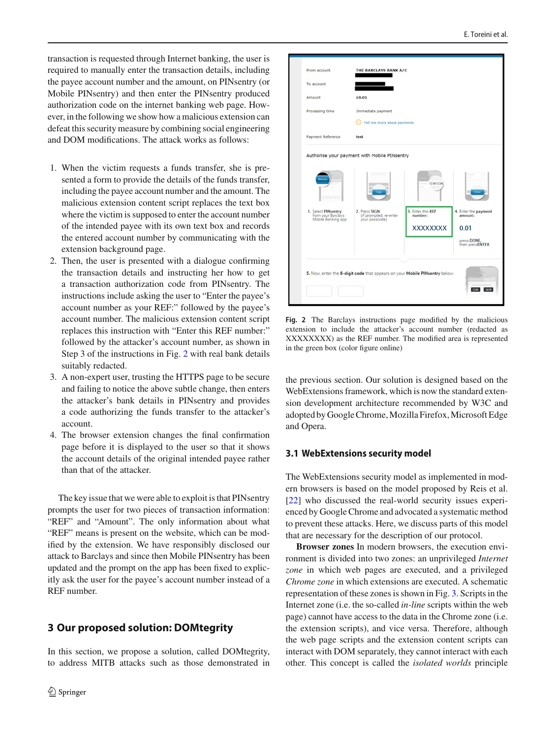transaction is requested through Internet banking, the user is required to manually enter the transaction details, including the payee account number and the amount, on PINsentry (or Mobile PINsentry) and then enter the PINsentry produced authorization code on the internet banking web page. However, in the following we show how a malicious extension can defeat this security measure by combining social engineering and DOM modifications. The attack works as follows:

1. When the victim requests a funds transfer, she is presented a form to provide the details of the funds transfer, including the payee account number and the amount. The malicious extension content script replaces the text box where the victim is supposed to enter the account number of the intended payee with its own text box and records the entered account number by communicating with the extension background page.
2. Then, the user is presented with a dialogue confirming the transaction details and instructing her how to get a transaction authorization code from PINsentry. The instructions include asking the user to "Enter the payee's account number as your REF:" followed by the payee's account number. The malicious extension content script replaces this instruction with "Enter this REF number:" followed by the attacker's account number, as shown in Step 3 of the instructions in Fig. 2 with real bank details suitably redacted.
3. A non-expert user, trusting the HTTPS page to be secure and failing to notice the above subtle change, then enters the attacker's bank details in PINsentry and provides a code authorizing the funds transfer to the attacker's account.
4. The browser extension changes the final confirmation page before it is displayed to the user so that it shows the account details of the original intended payee rather than that of the attacker.

The key issue that we were able to exploit is that PINsentry prompts the user for two pieces of transaction information: "REF" and "Amount". The only information about what "REF" means is present on the website, which can be modified by the extension. We have responsibly disclosed our attack to Barclays and since then Mobile PINsentry has been updated and the prompt on the app has been fixed to explicitly ask the user for the payee's account number instead of a REF number.

## 3 Our proposed solution: DOMtegrity

In this section, we propose a solution, called DOMtegrity, to address MITB attacks such as those demonstrated in the previous section. Our solution is designed based on the WebExtensions framework, which is now the standard extension development architecture recommended by W3C and adopted by Google Chrome, Mozilla Firefox, Microsoft Edge and Opera.

**Fig. 2** The Barclays instructions page modified by the malicious extension to include the attacker's account number (redacted as XXXXXXXX) as the REF number. The modified area is represented in the green box (color figure online)

### 3.1 WebExtensions security model

The WebExtensions security model as implemented in modern browsers is based on the model proposed by Reis et al. [22] who discussed the real-world security issues experienced by Google Chrome and advocated a systematic method to prevent these attacks. Here, we discuss parts of this model that are necessary for the description of our protocol.

**Browser zones** In modern browsers, the execution environment is divided into two zones: an unprivileged *Internet zone* in which web pages are executed, and a privileged *Chrome zone* in which extensions are executed. A schematic representation of these zones is shown in Fig. 3. Scripts in the Internet zone (i.e. the so-called *in-line* scripts within the web page) cannot have access to the data in the Chrome zone (i.e. the extension scripts), and vice versa. Therefore, although the web page scripts and the extension content scripts can interact with DOM separately, they cannot interact with each other. This concept is called the *isolated worlds* principle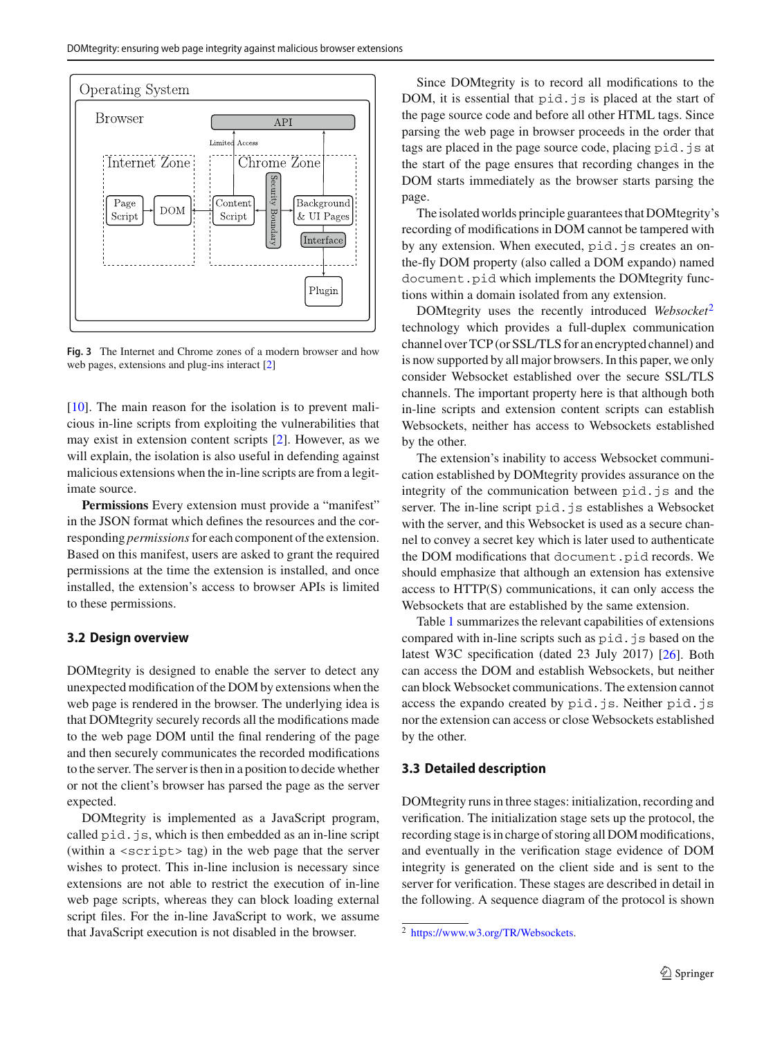Operating System

Browser

API

Limited Access

Internet Zone

Chrome Zone

Page Script

DOM

Content Script

Security Boundary

Background & UI Pages

Interface

Plugin

**Fig. 3** The Internet and Chrome zones of a modern browser and how web pages, extensions and plug-ins interact [2]

[10]. The main reason for the isolation is to prevent malicious in-line scripts from exploiting the vulnerabilities that may exist in extension content scripts [2]. However, as we will explain, the isolation is also useful in defending against malicious extensions when the in-line scripts are from a legitimate source.

**Permissions** Every extension must provide a "manifest" in the JSON format which defines the resources and the corresponding *permissions* for each component of the extension. Based on this manifest, users are asked to grant the required permissions at the time the extension is installed, and once installed, the extension's access to browser APIs is limited to these permissions.

### 3.2 Design overview

DOMtegrity is designed to enable the server to detect any unexpected modification of the DOM by extensions when the web page is rendered in the browser. The underlying idea is that DOMtegrity securely records all the modifications made to the web page DOM until the final rendering of the page and then securely communicates the recorded modifications to the server. The server is then in a position to decide whether or not the client's browser has parsed the page as the server expected.

DOMtegrity is implemented as a JavaScript program, called `pid.js`, which is then embedded as an in-line script (within a `<script>` tag) in the web page that the server wishes to protect. This in-line inclusion is necessary since extensions are not able to restrict the execution of in-line web page scripts, whereas they can block loading external script files. For the in-line JavaScript to work, we assume that JavaScript execution is not disabled in the browser.

Since DOMtegrity is to record all modifications to the DOM, it is essential that `pid.js` is placed at the start of the page source code and before all other HTML tags. Since parsing the web page in browser proceeds in the order that tags are placed in the page source code, placing `pid.js` at the start of the page ensures that recording changes in the DOM starts immediately as the browser starts parsing the page.

The isolated worlds principle guarantees that DOMtegrity's recording of modifications in DOM cannot be tampered with by any extension. When executed, `pid.js` creates an on-the-fly DOM property (also called a DOM expando) named `document.pid` which implements the DOMtegrity functions within a domain isolated from any extension.

DOMtegrity uses the recently introduced *Websocket*[2] technology which provides a full-duplex communication channel over TCP (or SSL/TLS for an encrypted channel) and is now supported by all major browsers. In this paper, we only consider Websocket established over the secure SSL/TLS channels. The important property here is that although both in-line scripts and extension content scripts can establish Websockets, neither has access to Websockets established by the other.

The extension's inability to access Websocket communication established by DOMtegrity provides assurance on the integrity of the communication between `pid.js` and the server. The in-line script `pid.js` establishes a Websocket with the server, and this Websocket is used as a secure channel to convey a secret key which is later used to authenticate the DOM modifications that `document.pid` records. We should emphasize that although an extension has extensive access to HTTP(S) communications, it can only access the Websockets that are established by the same extension.

Table 1 summarizes the relevant capabilities of extensions compared with in-line scripts such as `pid.js` based on the latest W3C specification (dated 23 July 2017) [26]. Both can access the DOM and establish Websockets, but neither can block Websocket communications. The extension cannot access the expando created by `pid.js`. Neither `pid.js` nor the extension can access or close Websockets established by the other.

### 3.3 Detailed description

DOMtegrity runs in three stages: initialization, recording and verification. The initialization stage sets up the protocol, the recording stage is in charge of storing all DOM modifications, and eventually in the verification stage evidence of DOM integrity is generated on the client side and is sent to the server for verification. These stages are described in detail in the following. A sequence diagram of the protocol is shown

[2] https://www.w3.org/TR/Websockets.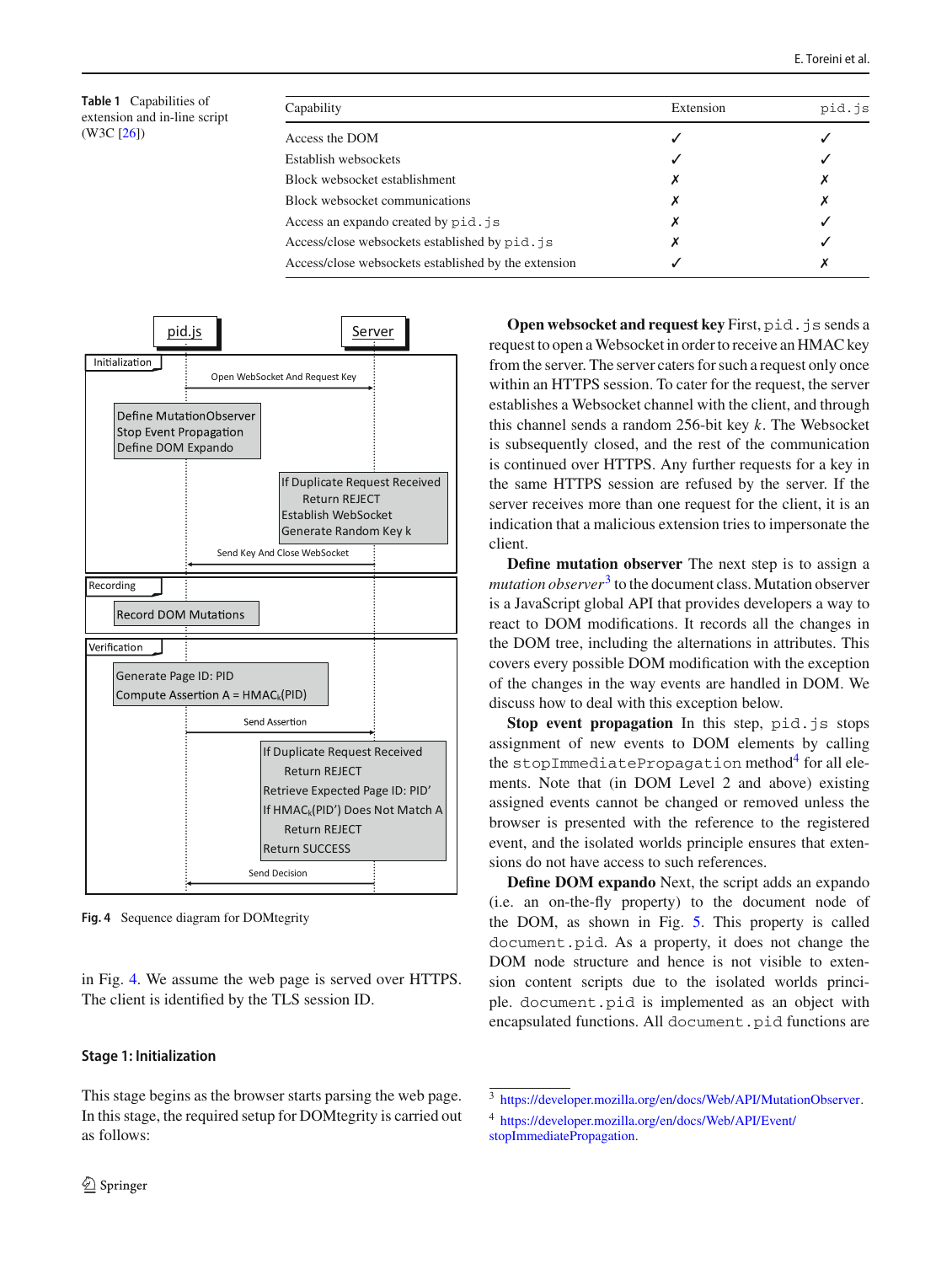**Table 1** Capabilities of extension and in-line script (W3C [26])

| Capability | Extension | `pid.js` |
|---|---|---|
| Access the DOM | ✓ | ✓ |
| Establish websockets | ✓ | ✓ |
| Block websocket establishment | ✗ | ✗ |
| Block websocket communications | ✗ | ✗ |
| Access an expando created by `pid.js` | ✗ | ✓ |
| Access/close websockets established by `pid.js` | ✗ | ✓ |
| Access/close websockets established by the extension | ✓ | ✗ |

**Fig. 4** Sequence diagram for DOMtegrity

in Fig. 4. We assume the web page is served over HTTPS. The client is identified by the TLS session ID.

### Stage 1: Initialization

This stage begins as the browser starts parsing the web page. In this stage, the required setup for DOMtegrity is carried out as follows:

**Open websocket and request key** First, `pid.js` sends a request to open a Websocket in order to receive an HMAC key from the server. The server caters for such a request only once within an HTTPS session. To cater for the request, the server establishes a Websocket channel with the client, and through this channel sends a random 256-bit key $k$. The Websocket is subsequently closed, and the rest of the communication is continued over HTTPS. Any further requests for a key in the same HTTPS session are refused by the server. If the server receives more than one request for the client, it is an indication that a malicious extension tries to impersonate the client.

**Define mutation observer** The next step is to assign a *mutation observer*[3] to the document class. Mutation observer is a JavaScript global API that provides developers a way to react to DOM modifications. It records all the changes in the DOM tree, including the alternations in attributes. This covers every possible DOM modification with the exception of the changes in the way events are handled in DOM. We discuss how to deal with this exception below.

**Stop event propagation** In this step, `pid.js` stops assignment of new events to DOM elements by calling the `stopImmediatePropagation` method[4] for all elements. Note that (in DOM Level 2 and above) existing assigned events cannot be changed or removed unless the browser is presented with the reference to the registered event, and the isolated worlds principle ensures that extensions do not have access to such references.

**Define DOM expando** Next, the script adds an expando (i.e. an on-the-fly property) to the document node of the DOM, as shown in Fig. 5. This property is called `document.pid`. As a property, it does not change the DOM node structure and hence is not visible to extension content scripts due to the isolated worlds principle. `document.pid` is implemented as an object with encapsulated functions. All `document.pid` functions are

---

[3] https://developer.mozilla.org/en/docs/Web/API/MutationObserver.

[4] https://developer.mozilla.org/en/docs/Web/API/Event/stopImmediatePropagation.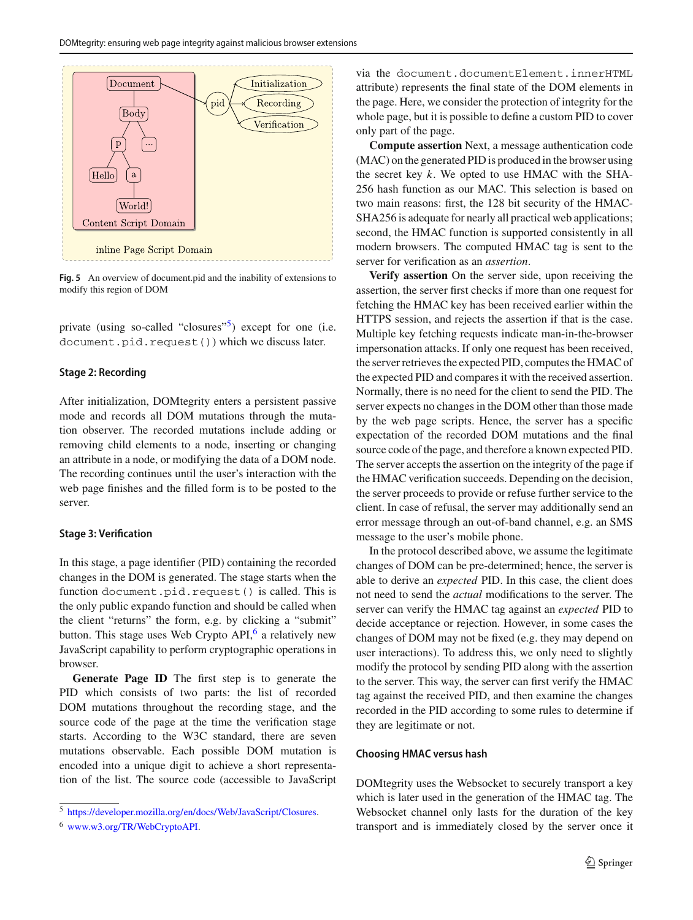Document

Body

p

...

Hello

a

World!

Content Script Domain

pid

Initialization

Recording

Verification

inline Page Script Domain

**Fig. 5** An overview of document.pid and the inability of extensions to modify this region of DOM

private (using so-called "closures"[5]) except for one (i.e. `document.pid.request()`) which we discuss later.

### Stage 2: Recording

After initialization, DOMtegrity enters a persistent passive mode and records all DOM mutations through the mutation observer. The recorded mutations include adding or removing child elements to a node, inserting or changing an attribute in a node, or modifying the data of a DOM node. The recording continues until the user's interaction with the web page finishes and the filled form is to be posted to the server.

### Stage 3: Verification

In this stage, a page identifier (PID) containing the recorded changes in the DOM is generated. The stage starts when the function `document.pid.request()` is called. This is the only public expando function and should be called when the client "returns" the form, e.g. by clicking a "submit" button. This stage uses Web Crypto API,[6] a relatively new JavaScript capability to perform cryptographic operations in browser.

**Generate Page ID** The first step is to generate the PID which consists of two parts: the list of recorded DOM mutations throughout the recording stage, and the source code of the page at the time the verification stage starts. According to the W3C standard, there are seven mutations observable. Each possible DOM mutation is encoded into a unique digit to achieve a short representation of the list. The source code (accessible to JavaScript via the `document.documentElement.innerHTML` attribute) represents the final state of the DOM elements in the page. Here, we consider the protection of integrity for the whole page, but it is possible to define a custom PID to cover only part of the page.

**Compute assertion** Next, a message authentication code (MAC) on the generated PID is produced in the browser using the secret key $k$. We opted to use HMAC with the SHA-256 hash function as our MAC. This selection is based on two main reasons: first, the 128 bit security of the HMAC-SHA256 is adequate for nearly all practical web applications; second, the HMAC function is supported consistently in all modern browsers. The computed HMAC tag is sent to the server for verification as an *assertion*.

**Verify assertion** On the server side, upon receiving the assertion, the server first checks if more than one request for fetching the HMAC key has been received earlier within the HTTPS session, and rejects the assertion if that is the case. Multiple key fetching requests indicate man-in-the-browser impersonation attacks. If only one request has been received, the server retrieves the expected PID, computes the HMAC of the expected PID and compares it with the received assertion. Normally, there is no need for the client to send the PID. The server expects no changes in the DOM other than those made by the web page scripts. Hence, the server has a specific expectation of the recorded DOM mutations and the final source code of the page, and therefore a known expected PID. The server accepts the assertion on the integrity of the page if the HMAC verification succeeds. Depending on the decision, the server proceeds to provide or refuse further service to the client. In case of refusal, the server may additionally send an error message through an out-of-band channel, e.g. an SMS message to the user's mobile phone.

In the protocol described above, we assume the legitimate changes of DOM can be pre-determined; hence, the server is able to derive an *expected* PID. In this case, the client does not need to send the *actual* modifications to the server. The server can verify the HMAC tag against an *expected* PID to decide acceptance or rejection. However, in some cases the changes of DOM may not be fixed (e.g. they may depend on user interactions). To address this, we only need to slightly modify the protocol by sending PID along with the assertion to the server. This way, the server can first verify the HMAC tag against the received PID, and then examine the changes recorded in the PID according to some rules to determine if they are legitimate or not.

### Choosing HMAC versus hash

DOMtegrity uses the Websocket to securely transport a key which is later used in the generation of the HMAC tag. The Websocket channel only lasts for the duration of the key transport and is immediately closed by the server once it

[5] https://developer.mozilla.org/en/docs/Web/JavaScript/Closures.

[6] www.w3.org/TR/WebCryptoAPI.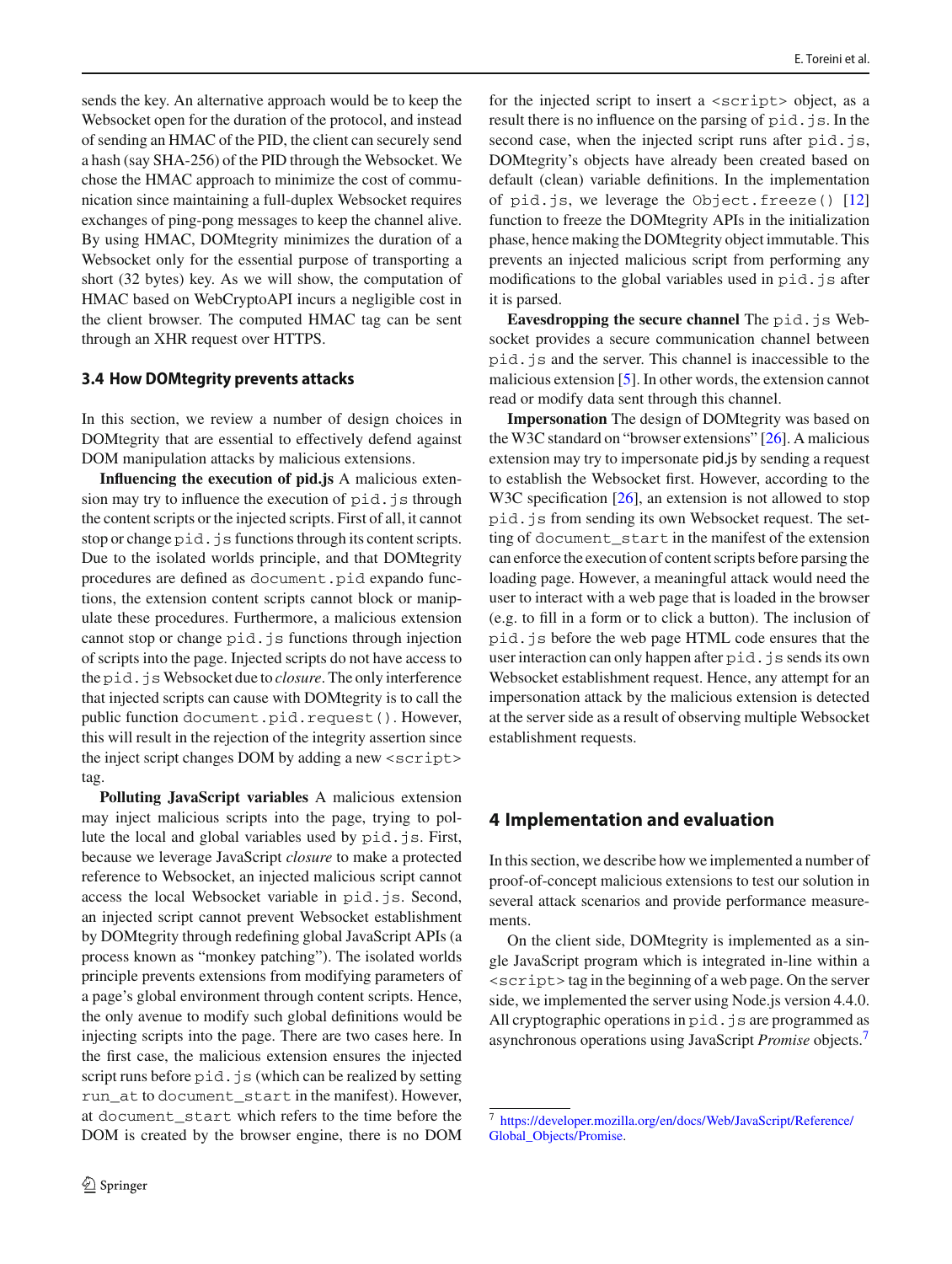sends the key. An alternative approach would be to keep the Websocket open for the duration of the protocol, and instead of sending an HMAC of the PID, the client can securely send a hash (say SHA-256) of the PID through the Websocket. We chose the HMAC approach to minimize the cost of communication since maintaining a full-duplex Websocket requires exchanges of ping-pong messages to keep the channel alive. By using HMAC, DOMtegrity minimizes the duration of a Websocket only for the essential purpose of transporting a short (32 bytes) key. As we will show, the computation of HMAC based on WebCryptoAPI incurs a negligible cost in the client browser. The computed HMAC tag can be sent through an XHR request over HTTPS.

### 3.4 How DOMtegrity prevents attacks

In this section, we review a number of design choices in DOMtegrity that are essential to effectively defend against DOM manipulation attacks by malicious extensions.

**Influencing the execution of pid.js** A malicious extension may try to influence the execution of `pid.js` through the content scripts or the injected scripts. First of all, it cannot stop or change `pid.js` functions through its content scripts. Due to the isolated worlds principle, and that DOMtegrity procedures are defined as `document.pid` expando functions, the extension content scripts cannot block or manipulate these procedures. Furthermore, a malicious extension cannot stop or change `pid.js` functions through injection of scripts into the page. Injected scripts do not have access to the `pid.js` Websocket due to *closure*. The only interference that injected scripts can cause with DOMtegrity is to call the public function `document.pid.request()`. However, this will result in the rejection of the integrity assertion since the inject script changes DOM by adding a new `<script>` tag.

**Polluting JavaScript variables** A malicious extension may inject malicious scripts into the page, trying to pollute the local and global variables used by `pid.js`. First, because we leverage JavaScript *closure* to make a protected reference to Websocket, an injected malicious script cannot access the local Websocket variable in `pid.js`. Second, an injected script cannot prevent Websocket establishment by DOMtegrity through redefining global JavaScript APIs (a process known as "monkey patching"). The isolated worlds principle prevents extensions from modifying parameters of a page's global environment through content scripts. Hence, the only avenue to modify such global definitions would be injecting scripts into the page. There are two cases here. In the first case, the malicious extension ensures the injected script runs before `pid.js` (which can be realized by setting `run_at` to `document_start` in the manifest). However, at `document_start` which refers to the time before the DOM is created by the browser engine, there is no DOM for the injected script to insert a `<script>` object, as a result there is no influence on the parsing of `pid.js`. In the second case, when the injected script runs after `pid.js`, DOMtegrity's objects have already been created based on default (clean) variable definitions. In the implementation of `pid.js`, we leverage the `Object.freeze()` [12] function to freeze the DOMtegrity APIs in the initialization phase, hence making the DOMtegrity object immutable. This prevents an injected malicious script from performing any modifications to the global variables used in `pid.js` after it is parsed.

**Eavesdropping the secure channel** The `pid.js` Websocket provides a secure communication channel between `pid.js` and the server. This channel is inaccessible to the malicious extension [5]. In other words, the extension cannot read or modify data sent through this channel.

**Impersonation** The design of DOMtegrity was based on the W3C standard on "browser extensions" [26]. A malicious extension may try to impersonate pid.js by sending a request to establish the Websocket first. However, according to the W3C specification [26], an extension is not allowed to stop `pid.js` from sending its own Websocket request. The setting of `document_start` in the manifest of the extension can enforce the execution of content scripts before parsing the loading page. However, a meaningful attack would need the user to interact with a web page that is loaded in the browser (e.g. to fill in a form or to click a button). The inclusion of `pid.js` before the web page HTML code ensures that the user interaction can only happen after `pid.js` sends its own Websocket establishment request. Hence, any attempt for an impersonation attack by the malicious extension is detected at the server side as a result of observing multiple Websocket establishment requests.

## 4 Implementation and evaluation

In this section, we describe how we implemented a number of proof-of-concept malicious extensions to test our solution in several attack scenarios and provide performance measurements.

On the client side, DOMtegrity is implemented as a single JavaScript program which is integrated in-line within a `<script>` tag in the beginning of a web page. On the server side, we implemented the server using Node.js version 4.4.0. All cryptographic operations in `pid.js` are programmed as asynchronous operations using JavaScript *Promise* objects.[7]

[7] https://developer.mozilla.org/en/docs/Web/JavaScript/Reference/Global_Objects/Promise.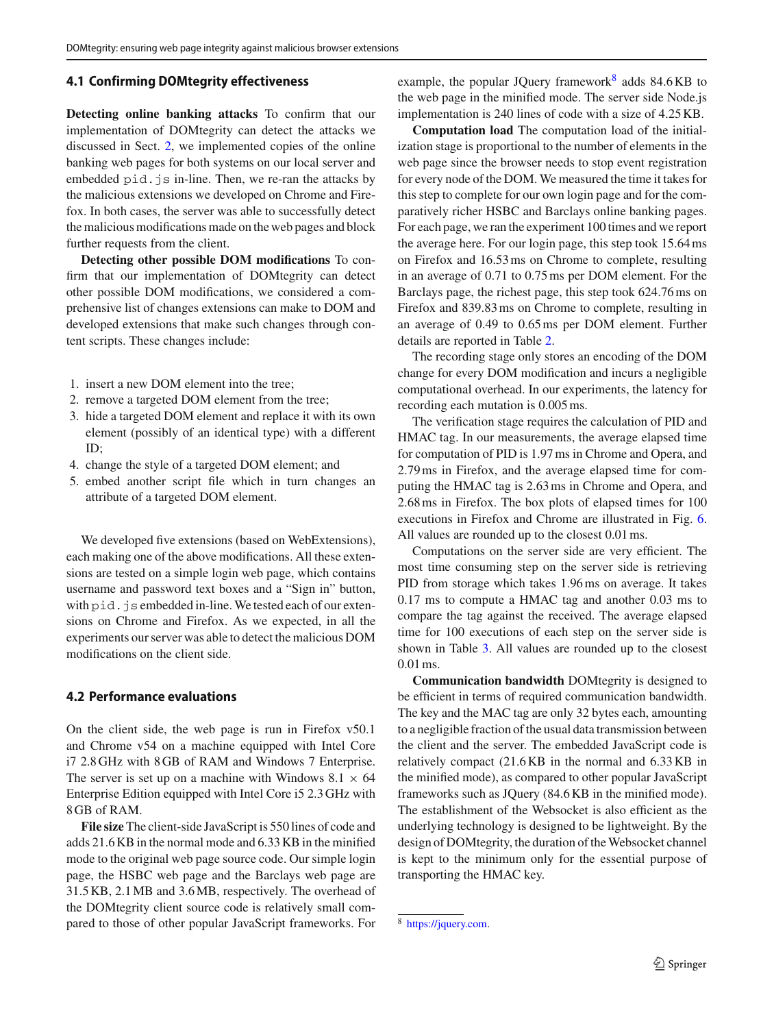### 4.1 Confirming DOMtegrity effectiveness

**Detecting online banking attacks** To confirm that our implementation of DOMtegrity can detect the attacks we discussed in Sect. 2, we implemented copies of the online banking web pages for both systems on our local server and embedded pid.js in-line. Then, we re-ran the attacks by the malicious extensions we developed on Chrome and Firefox. In both cases, the server was able to successfully detect the malicious modifications made on the web pages and block further requests from the client.

**Detecting other possible DOM modifications** To confirm that our implementation of DOMtegrity can detect other possible DOM modifications, we considered a comprehensive list of changes extensions can make to DOM and developed extensions that make such changes through content scripts. These changes include:

1. insert a new DOM element into the tree;
2. remove a targeted DOM element from the tree;
3. hide a targeted DOM element and replace it with its own element (possibly of an identical type) with a different ID;
4. change the style of a targeted DOM element; and
5. embed another script file which in turn changes an attribute of a targeted DOM element.

We developed five extensions (based on WebExtensions), each making one of the above modifications. All these extensions are tested on a simple login web page, which contains username and password text boxes and a "Sign in" button, with pid.js embedded in-line. We tested each of our extensions on Chrome and Firefox. As we expected, in all the experiments our server was able to detect the malicious DOM modifications on the client side.

### 4.2 Performance evaluations

On the client side, the web page is run in Firefox v50.1 and Chrome v54 on a machine equipped with Intel Core i7 2.8 GHz with 8 GB of RAM and Windows 7 Enterprise. The server is set up on a machine with Windows 8.1 $\times$ 64 Enterprise Edition equipped with Intel Core i5 2.3 GHz with 8 GB of RAM.

**File size** The client-side JavaScript is 550 lines of code and adds 21.6 KB in the normal mode and 6.33 KB in the minified mode to the original web page source code. Our simple login page, the HSBC web page and the Barclays web page are 31.5 KB, 2.1 MB and 3.6 MB, respectively. The overhead of the DOMtegrity client source code is relatively small compared to those of other popular JavaScript frameworks. For example, the popular JQuery framework[8] adds 84.6 KB to the web page in the minified mode. The server side Node.js implementation is 240 lines of code with a size of 4.25 KB.

**Computation load** The computation load of the initialization stage is proportional to the number of elements in the web page since the browser needs to stop event registration for every node of the DOM. We measured the time it takes for this step to complete for our own login page and for the comparatively richer HSBC and Barclays online banking pages. For each page, we ran the experiment 100 times and we report the average here. For our login page, this step took 15.64 ms on Firefox and 16.53 ms on Chrome to complete, resulting in an average of 0.71 to 0.75 ms per DOM element. For the Barclays page, the richest page, this step took 624.76 ms on Firefox and 839.83 ms on Chrome to complete, resulting in an average of 0.49 to 0.65 ms per DOM element. Further details are reported in Table 2.

The recording stage only stores an encoding of the DOM change for every DOM modification and incurs a negligible computational overhead. In our experiments, the latency for recording each mutation is 0.005 ms.

The verification stage requires the calculation of PID and HMAC tag. In our measurements, the average elapsed time for computation of PID is 1.97 ms in Chrome and Opera, and 2.79 ms in Firefox, and the average elapsed time for computing the HMAC tag is 2.63 ms in Chrome and Opera, and 2.68 ms in Firefox. The box plots of elapsed times for 100 executions in Firefox and Chrome are illustrated in Fig. 6. All values are rounded up to the closest 0.01 ms.

Computations on the server side are very efficient. The most time consuming step on the server side is retrieving PID from storage which takes 1.96 ms on average. It takes 0.17 ms to compute a HMAC tag and another 0.03 ms to compare the tag against the received. The average elapsed time for 100 executions of each step on the server side is shown in Table 3. All values are rounded up to the closest 0.01 ms.

**Communication bandwidth** DOMtegrity is designed to be efficient in terms of required communication bandwidth. The key and the MAC tag are only 32 bytes each, amounting to a negligible fraction of the usual data transmission between the client and the server. The embedded JavaScript code is relatively compact (21.6 KB in the normal and 6.33 KB in the minified mode), as compared to other popular JavaScript frameworks such as JQuery (84.6 KB in the minified mode). The establishment of the Websocket is also efficient as the underlying technology is designed to be lightweight. By the design of DOMtegrity, the duration of the Websocket channel is kept to the minimum only for the essential purpose of transporting the HMAC key.

[8] https://jquery.com.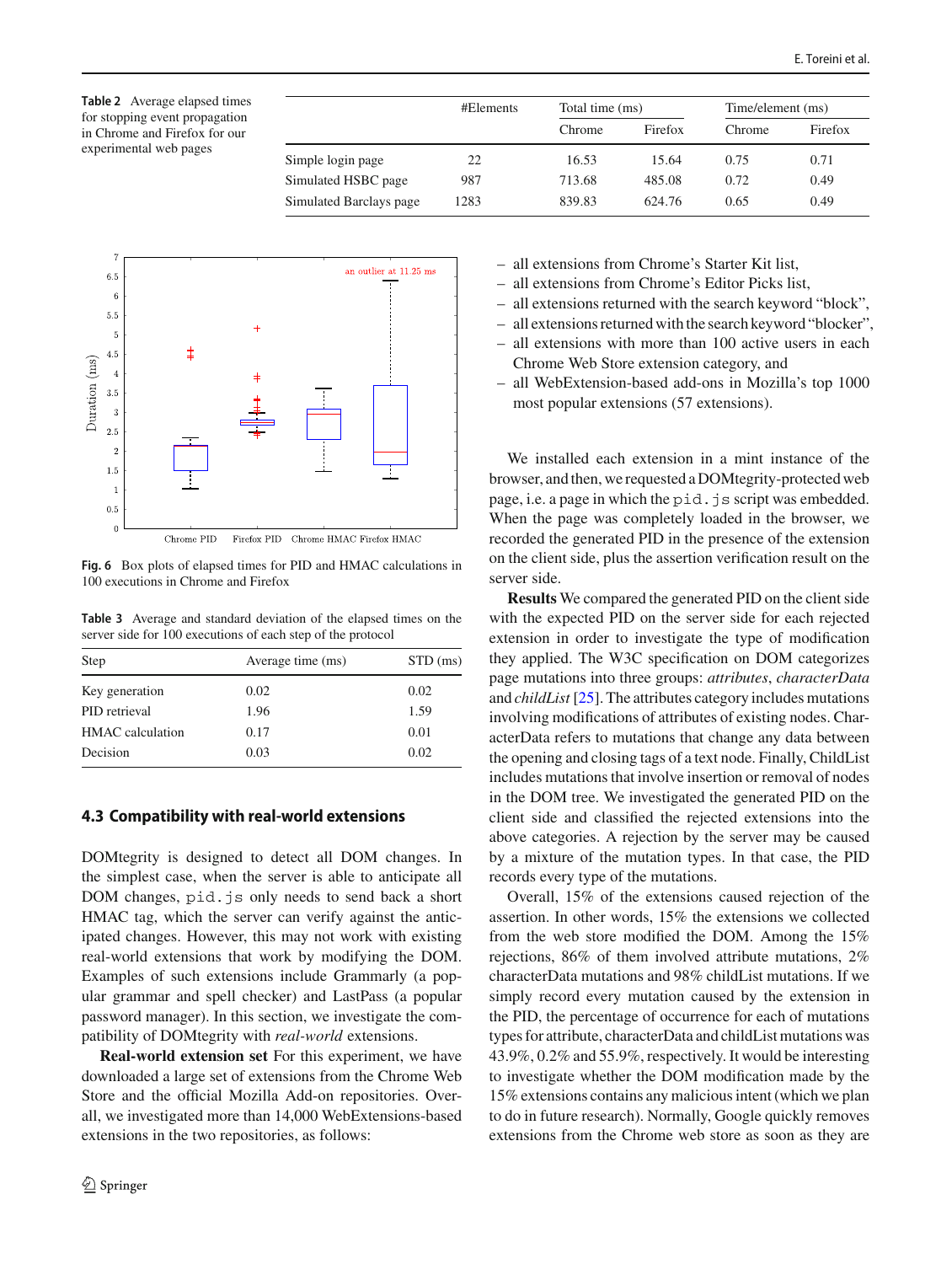**Table 2** Average elapsed times for stopping event propagation in Chrome and Firefox for our experimental web pages

| | #Elements | Total time (ms) | | Time/element (ms) | |
|---|---|---|---|---|---|
| | | Chrome | Firefox | Chrome | Firefox |
| Simple login page | 22 | 16.53 | 15.64 | 0.75 | 0.71 |
| Simulated HSBC page | 987 | 713.68 | 485.08 | 0.72 | 0.49 |
| Simulated Barclays page | 1283 | 839.83 | 624.76 | 0.65 | 0.49 |

**Fig. 6** Box plots of elapsed times for PID and HMAC calculations in 100 executions in Chrome and Firefox

**Table 3** Average and standard deviation of the elapsed times on the server side for 100 executions of each step of the protocol

| Step | Average time (ms) | STD (ms) |
|---|---|---|
| Key generation | 0.02 | 0.02 |
| PID retrieval | 1.96 | 1.59 |
| HMAC calculation | 0.17 | 0.01 |
| Decision | 0.03 | 0.02 |

### 4.3 Compatibility with real-world extensions

DOMtegrity is designed to detect all DOM changes. In the simplest case, when the server is able to anticipate all DOM changes, `pid.js` only needs to send back a short HMAC tag, which the server can verify against the anticipated changes. However, this may not work with existing real-world extensions that work by modifying the DOM. Examples of such extensions include Grammarly (a popular grammar and spell checker) and LastPass (a popular password manager). In this section, we investigate the compatibility of DOMtegrity with *real-world* extensions.

**Real-world extension set** For this experiment, we have downloaded a large set of extensions from the Chrome Web Store and the official Mozilla Add-on repositories. Overall, we investigated more than 14,000 WebExtensions-based extensions in the two repositories, as follows:

- all extensions from Chrome's Starter Kit list,
- all extensions from Chrome's Editor Picks list,
- all extensions returned with the search keyword "block",
- all extensions returned with the search keyword "blocker",
- all extensions with more than 100 active users in each Chrome Web Store extension category, and
- all WebExtension-based add-ons in Mozilla's top 1000 most popular extensions (57 extensions).

We installed each extension in a mint instance of the browser, and then, we requested a DOMtegrity-protected web page, i.e. a page in which the `pid.js` script was embedded. When the page was completely loaded in the browser, we recorded the generated PID in the presence of the extension on the client side, plus the assertion verification result on the server side.

**Results** We compared the generated PID on the client side with the expected PID on the server side for each rejected extension in order to investigate the type of modification they applied. The W3C specification on DOM categorizes page mutations into three groups: *attributes*, *characterData* and *childList* [25]. The attributes category includes mutations involving modifications of attributes of existing nodes. CharacterData refers to mutations that change any data between the opening and closing tags of a text node. Finally, ChildList includes mutations that involve insertion or removal of nodes in the DOM tree. We investigated the generated PID on the client side and classified the rejected extensions into the above categories. A rejection by the server may be caused by a mixture of the mutation types. In that case, the PID records every type of the mutations.

Overall, 15% of the extensions caused rejection of the assertion. In other words, 15% the extensions we collected from the web store modified the DOM. Among the 15% rejections, 86% of them involved attribute mutations, 2% characterData mutations and 98% childList mutations. If we simply record every mutation caused by the extension in the PID, the percentage of occurrence for each of mutations types for attribute, characterData and childList mutations was 43.9%, 0.2% and 55.9%, respectively. It would be interesting to investigate whether the DOM modification made by the 15% extensions contains any malicious intent (which we plan to do in future research). Normally, Google quickly removes extensions from the Chrome web store as soon as they are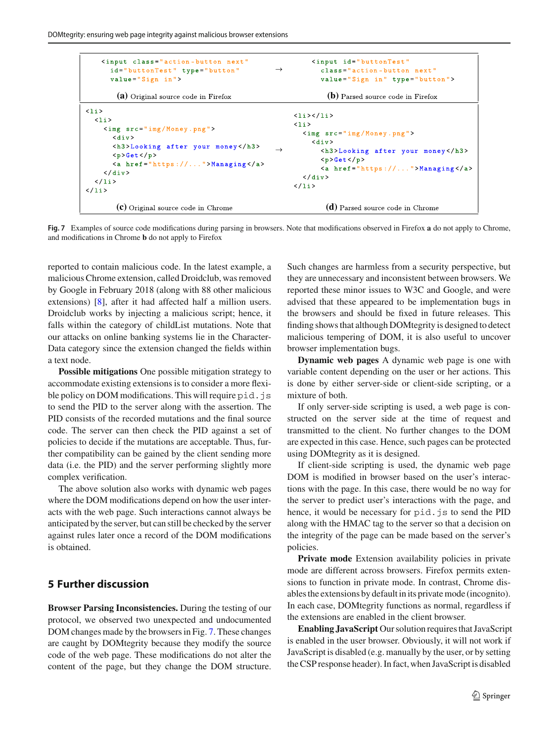```
<input class="action-button next"
  id="buttonTest" type="button"
  value="Sign in">
```

**(a)** Original source code in Firefox

→

```
<input id="buttonTest"
  class="action-button next"
  value="Sign in" type="button">
```

**(b)** Parsed source code in Firefox

```
<li>
  <li>
    <img src="img/Money.png">
      <div>
      <h3>Looking after your money</h3>
      <p>Get</p>
      <a href="https://...">Managing</a>
    </div>
  </li>
</li>
```

**(c)** Original source code in Chrome

→

```
<li></li>
<li>
  <img src="img/Money.png">
    <div>
      <h3>Looking after your money</h3>
      <p>Get</p>
      <a href="https://...">Managing</a>
  </div>
</li>
```

**(d)** Parsed source code in Chrome

**Fig. 7** Examples of source code modifications during parsing in browsers. Note that modifications observed in Firefox **a** do not apply to Chrome, and modifications in Chrome **b** do not apply to Firefox

reported to contain malicious code. In the latest example, a malicious Chrome extension, called Droidclub, was removed by Google in February 2018 (along with 88 other malicious extensions) [8], after it had affected half a million users. Droidclub works by injecting a malicious script; hence, it falls within the category of childList mutations. Note that our attacks on online banking systems lie in the CharacterData category since the extension changed the fields within a text node.

**Possible mitigations** One possible mitigation strategy to accommodate existing extensions is to consider a more flexible policy on DOM modifications. This will require `pid.js` to send the PID to the server along with the assertion. The PID consists of the recorded mutations and the final source code. The server can then check the PID against a set of policies to decide if the mutations are acceptable. Thus, further compatibility can be gained by the client sending more data (i.e. the PID) and the server performing slightly more complex verification.

The above solution also works with dynamic web pages where the DOM modifications depend on how the user interacts with the web page. Such interactions cannot always be anticipated by the server, but can still be checked by the server against rules later once a record of the DOM modifications is obtained.

## 5 Further discussion

**Browser Parsing Inconsistencies.** During the testing of our protocol, we observed two unexpected and undocumented DOM changes made by the browsers in Fig. 7. These changes are caught by DOMtegrity because they modify the source code of the web page. These modifications do not alter the content of the page, but they change the DOM structure. Such changes are harmless from a security perspective, but they are unnecessary and inconsistent between browsers. We reported these minor issues to W3C and Google, and were advised that these appeared to be implementation bugs in the browsers and should be fixed in future releases. This finding shows that although DOMtegrity is designed to detect malicious tempering of DOM, it is also useful to uncover browser implementation bugs.

**Dynamic web pages** A dynamic web page is one with variable content depending on the user or her actions. This is done by either server-side or client-side scripting, or a mixture of both.

If only server-side scripting is used, a web page is constructed on the server side at the time of request and transmitted to the client. No further changes to the DOM are expected in this case. Hence, such pages can be protected using DOMtegrity as it is designed.

If client-side scripting is used, the dynamic web page DOM is modified in browser based on the user's interactions with the page. In this case, there would be no way for the server to predict user's interactions with the page, and hence, it would be necessary for `pid.js` to send the PID along with the HMAC tag to the server so that a decision on the integrity of the page can be made based on the server's policies.

**Private mode** Extension availability policies in private mode are different across browsers. Firefox permits extensions to function in private mode. In contrast, Chrome disables the extensions by default in its private mode (incognito). In each case, DOMtegrity functions as normal, regardless if the extensions are enabled in the client browser.

**Enabling JavaScript** Our solution requires that JavaScript is enabled in the user browser. Obviously, it will not work if JavaScript is disabled (e.g. manually by the user, or by setting the CSP response header). In fact, when JavaScript is disabled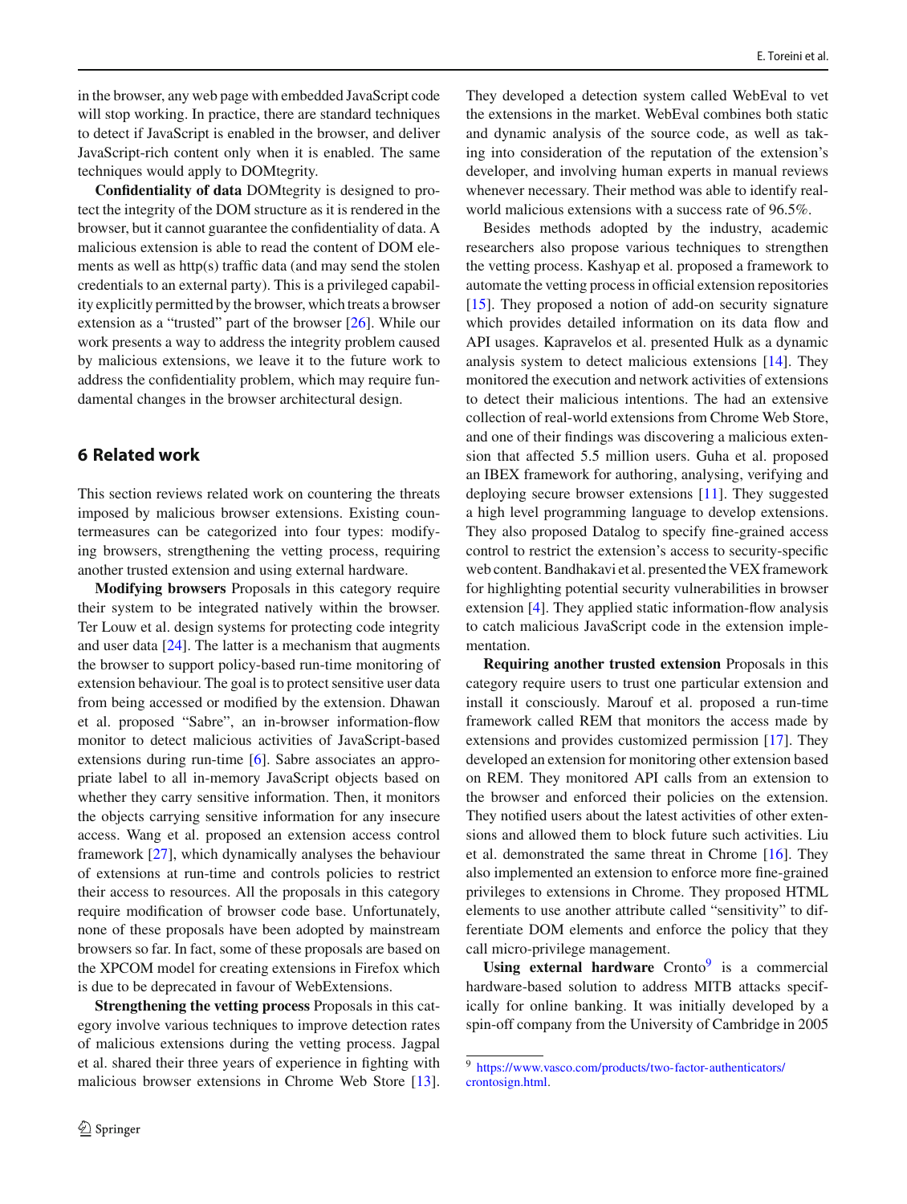in the browser, any web page with embedded JavaScript code will stop working. In practice, there are standard techniques to detect if JavaScript is enabled in the browser, and deliver JavaScript-rich content only when it is enabled. The same techniques would apply to DOMtegrity.

**Confidentiality of data** DOMtegrity is designed to protect the integrity of the DOM structure as it is rendered in the browser, but it cannot guarantee the confidentiality of data. A malicious extension is able to read the content of DOM elements as well as http(s) traffic data (and may send the stolen credentials to an external party). This is a privileged capability explicitly permitted by the browser, which treats a browser extension as a "trusted" part of the browser [26]. While our work presents a way to address the integrity problem caused by malicious extensions, we leave it to the future work to address the confidentiality problem, which may require fundamental changes in the browser architectural design.

## 6 Related work

This section reviews related work on countering the threats imposed by malicious browser extensions. Existing countermeasures can be categorized into four types: modifying browsers, strengthening the vetting process, requiring another trusted extension and using external hardware.

**Modifying browsers** Proposals in this category require their system to be integrated natively within the browser. Ter Louw et al. design systems for protecting code integrity and user data [24]. The latter is a mechanism that augments the browser to support policy-based run-time monitoring of extension behaviour. The goal is to protect sensitive user data from being accessed or modified by the extension. Dhawan et al. proposed "Sabre", an in-browser information-flow monitor to detect malicious activities of JavaScript-based extensions during run-time [6]. Sabre associates an appropriate label to all in-memory JavaScript objects based on whether they carry sensitive information. Then, it monitors the objects carrying sensitive information for any insecure access. Wang et al. proposed an extension access control framework [27], which dynamically analyses the behaviour of extensions at run-time and controls policies to restrict their access to resources. All the proposals in this category require modification of browser code base. Unfortunately, none of these proposals have been adopted by mainstream browsers so far. In fact, some of these proposals are based on the XPCOM model for creating extensions in Firefox which is due to be deprecated in favour of WebExtensions.

**Strengthening the vetting process** Proposals in this category involve various techniques to improve detection rates of malicious extensions during the vetting process. Jagpal et al. shared their three years of experience in fighting with malicious browser extensions in Chrome Web Store [13]. They developed a detection system called WebEval to vet the extensions in the market. WebEval combines both static and dynamic analysis of the source code, as well as taking into consideration of the reputation of the extension's developer, and involving human experts in manual reviews whenever necessary. Their method was able to identify real-world malicious extensions with a success rate of 96.5%.

Besides methods adopted by the industry, academic researchers also propose various techniques to strengthen the vetting process. Kashyap et al. proposed a framework to automate the vetting process in official extension repositories [15]. They proposed a notion of add-on security signature which provides detailed information on its data flow and API usages. Kapravelos et al. presented Hulk as a dynamic analysis system to detect malicious extensions [14]. They monitored the execution and network activities of extensions to detect their malicious intentions. The had an extensive collection of real-world extensions from Chrome Web Store, and one of their findings was discovering a malicious extension that affected 5.5 million users. Guha et al. proposed an IBEX framework for authoring, analysing, verifying and deploying secure browser extensions [11]. They suggested a high level programming language to develop extensions. They also proposed Datalog to specify fine-grained access control to restrict the extension's access to security-specific web content. Bandhakavi et al. presented the VEX framework for highlighting potential security vulnerabilities in browser extension [4]. They applied static information-flow analysis to catch malicious JavaScript code in the extension implementation.

**Requiring another trusted extension** Proposals in this category require users to trust one particular extension and install it consciously. Marouf et al. proposed a run-time framework called REM that monitors the access made by extensions and provides customized permission [17]. They developed an extension for monitoring other extension based on REM. They monitored API calls from an extension to the browser and enforced their policies on the extension. They notified users about the latest activities of other extensions and allowed them to block future such activities. Liu et al. demonstrated the same threat in Chrome [16]. They also implemented an extension to enforce more fine-grained privileges to extensions in Chrome. They proposed HTML elements to use another attribute called "sensitivity" to differentiate DOM elements and enforce the policy that they call micro-privilege management.

**Using external hardware** Cronto[9] is a commercial hardware-based solution to address MITB attacks specifically for online banking. It was initially developed by a spin-off company from the University of Cambridge in 2005

[9] https://www.vasco.com/products/two-factor-authenticators/crontosign.html.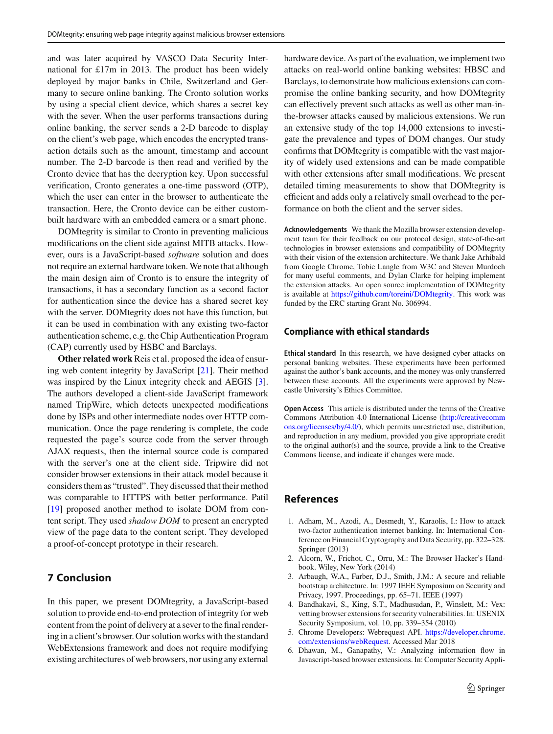and was later acquired by VASCO Data Security International for £17m in 2013. The product has been widely deployed by major banks in Chile, Switzerland and Germany to secure online banking. The Cronto solution works by using a special client device, which shares a secret key with the sever. When the user performs transactions during online banking, the server sends a 2-D barcode to display on the client's web page, which encodes the encrypted transaction details such as the amount, timestamp and account number. The 2-D barcode is then read and verified by the Cronto device that has the decryption key. Upon successful verification, Cronto generates a one-time password (OTP), which the user can enter in the browser to authenticate the transaction. Here, the Cronto device can be either custom-built hardware with an embedded camera or a smart phone.

DOMtegrity is similar to Cronto in preventing malicious modifications on the client side against MITB attacks. However, ours is a JavaScript-based *software* solution and does not require an external hardware token. We note that although the main design aim of Cronto is to ensure the integrity of transactions, it has a secondary function as a second factor for authentication since the device has a shared secret key with the server. DOMtegrity does not have this function, but it can be used in combination with any existing two-factor authentication scheme, e.g. the Chip Authentication Program (CAP) currently used by HSBC and Barclays.

**Other related work** Reis et al. proposed the idea of ensuring web content integrity by JavaScript [21]. Their method was inspired by the Linux integrity check and AEGIS [3]. The authors developed a client-side JavaScript framework named TripWire, which detects unexpected modifications done by ISPs and other intermediate nodes over HTTP communication. Once the page rendering is complete, the code requested the page's source code from the server through AJAX requests, then the internal source code is compared with the server's one at the client side. Tripwire did not consider browser extensions in their attack model because it considers them as "trusted". They discussed that their method was comparable to HTTPS with better performance. Patil [19] proposed another method to isolate DOM from content script. They used *shadow DOM* to present an encrypted view of the page data to the content script. They developed a proof-of-concept prototype in their research.

## 7 Conclusion

In this paper, we present DOMtegrity, a JavaScript-based solution to provide end-to-end protection of integrity for web content from the point of delivery at a sever to the final rendering in a client's browser. Our solution works with the standard WebExtensions framework and does not require modifying existing architectures of web browsers, nor using any external hardware device. As part of the evaluation, we implement two attacks on real-world online banking websites: HBSC and Barclays, to demonstrate how malicious extensions can compromise the online banking security, and how DOMtegrity can effectively prevent such attacks as well as other man-in-the-browser attacks caused by malicious extensions. We run an extensive study of the top 14,000 extensions to investigate the prevalence and types of DOM changes. Our study confirms that DOMtegrity is compatible with the vast majority of widely used extensions and can be made compatible with other extensions after small modifications. We present detailed timing measurements to show that DOMtegrity is efficient and adds only a relatively small overhead to the performance on both the client and the server sides.

**Acknowledgements** We thank the Mozilla browser extension development team for their feedback on our protocol design, state-of-the-art technologies in browser extensions and compatibility of DOMtegrity with their vision of the extension architecture. We thank Jake Arhibald from Google Chrome, Tobie Langle from W3C and Steven Murdoch for many useful comments, and Dylan Clarke for helping implement the extension attacks. An open source implementation of DOMtegrity is available at https://github.com/toreini/DOMtegrity. This work was funded by the ERC starting Grant No. 306994.

## Compliance with ethical standards

**Ethical standard** In this research, we have designed cyber attacks on personal banking websites. These experiments have been performed against the author's bank accounts, and the money was only transferred between these accounts. All the experiments were approved by Newcastle University's Ethics Committee.

**Open Access** This article is distributed under the terms of the Creative Commons Attribution 4.0 International License (http://creativecommons.org/licenses/by/4.0/), which permits unrestricted use, distribution, and reproduction in any medium, provided you give appropriate credit to the original author(s) and the source, provide a link to the Creative Commons license, and indicate if changes were made.

## References

1. Adham, M., Azodi, A., Desmedt, Y., Karaolis, I.: How to attack two-factor authentication internet banking. In: International Conference on Financial Cryptography and Data Security, pp. 322–328. Springer (2013)
2. Alcorn, W., Frichot, C., Orru, M.: The Browser Hacker's Handbook. Wiley, New York (2014)
3. Arbaugh, W.A., Farber, D.J., Smith, J.M.: A secure and reliable bootstrap architecture. In: 1997 IEEE Symposium on Security and Privacy, 1997. Proceedings, pp. 65–71. IEEE (1997)
4. Bandhakavi, S., King, S.T., Madhusudan, P., Winslett, M.: Vex: vetting browser extensions for security vulnerabilities. In: USENIX Security Symposium, vol. 10, pp. 339–354 (2010)
5. Chrome Developers: Webrequest API. https://developer.chrome.com/extensions/webRequest. Accessed Mar 2018
6. Dhawan, M., Ganapathy, V.: Analyzing information flow in Javascript-based browser extensions. In: Computer Security Appli-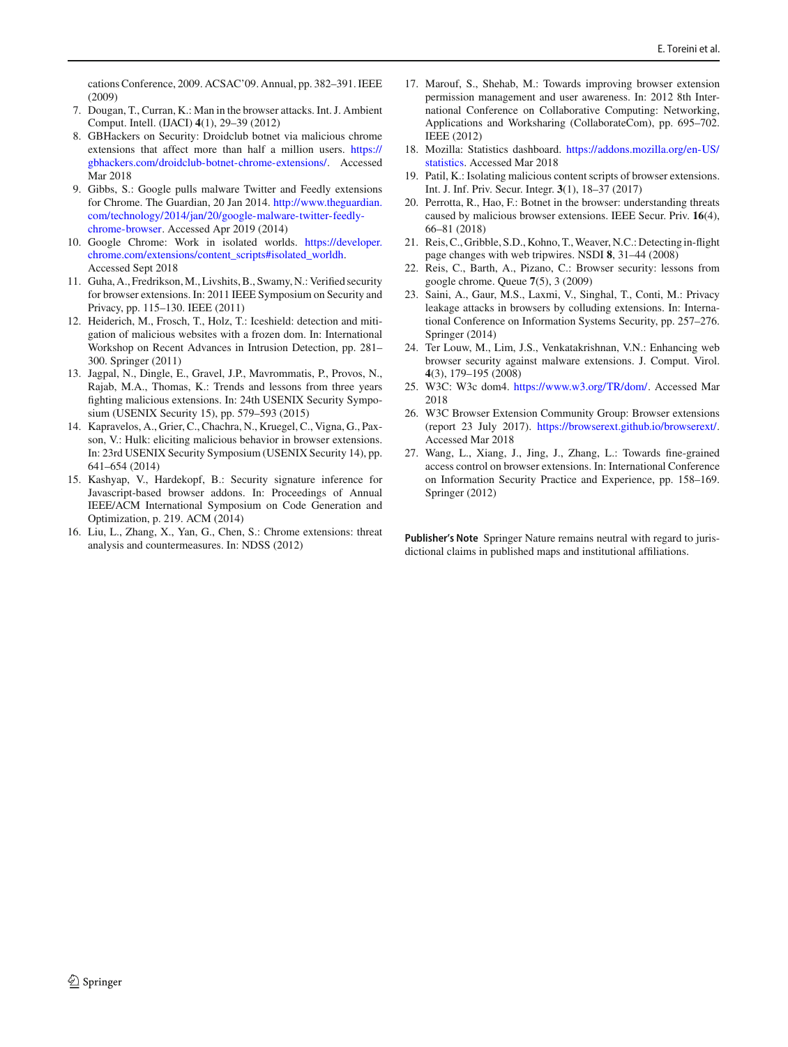cations Conference, 2009. ACSAC'09. Annual, pp. 382–391. IEEE (2009)

7. Dougan, T., Curran, K.: Man in the browser attacks. Int. J. Ambient Comput. Intell. (IJACI) **4**(1), 29–39 (2012)
8. GBHackers on Security: Droidclub botnet via malicious chrome extensions that affect more than half a million users. https://gbhackers.com/droidclub-botnet-chrome-extensions/. Accessed Mar 2018
9. Gibbs, S.: Google pulls malware Twitter and Feedly extensions for Chrome. The Guardian, 20 Jan 2014. http://www.theguardian.com/technology/2014/jan/20/google-malware-twitter-feedly-chrome-browser. Accessed Apr 2019 (2014)
10. Google Chrome: Work in isolated worlds. https://developer.chrome.com/extensions/content_scripts#isolated_worldh. Accessed Sept 2018
11. Guha, A., Fredrikson, M., Livshits, B., Swamy, N.: Verified security for browser extensions. In: 2011 IEEE Symposium on Security and Privacy, pp. 115–130. IEEE (2011)
12. Heiderich, M., Frosch, T., Holz, T.: Iceshield: detection and mitigation of malicious websites with a frozen dom. In: International Workshop on Recent Advances in Intrusion Detection, pp. 281–300. Springer (2011)
13. Jagpal, N., Dingle, E., Gravel, J.P., Mavrommatis, P., Provos, N., Rajab, M.A., Thomas, K.: Trends and lessons from three years fighting malicious extensions. In: 24th USENIX Security Symposium (USENIX Security 15), pp. 579–593 (2015)
14. Kapravelos, A., Grier, C., Chachra, N., Kruegel, C., Vigna, G., Paxson, V.: Hulk: eliciting malicious behavior in browser extensions. In: 23rd USENIX Security Symposium (USENIX Security 14), pp. 641–654 (2014)
15. Kashyap, V., Hardekopf, B.: Security signature inference for Javascript-based browser addons. In: Proceedings of Annual IEEE/ACM International Symposium on Code Generation and Optimization, p. 219. ACM (2014)
16. Liu, L., Zhang, X., Yan, G., Chen, S.: Chrome extensions: threat analysis and countermeasures. In: NDSS (2012)
17. Marouf, S., Shehab, M.: Towards improving browser extension permission management and user awareness. In: 2012 8th International Conference on Collaborative Computing: Networking, Applications and Worksharing (CollaborateCom), pp. 695–702. IEEE (2012)
18. Mozilla: Statistics dashboard. https://addons.mozilla.org/en-US/statistics. Accessed Mar 2018
19. Patil, K.: Isolating malicious content scripts of browser extensions. Int. J. Inf. Priv. Secur. Integr. **3**(1), 18–37 (2017)
20. Perrotta, R., Hao, F.: Botnet in the browser: understanding threats caused by malicious browser extensions. IEEE Secur. Priv. **16**(4), 66–81 (2018)
21. Reis, C., Gribble, S.D., Kohno, T., Weaver, N.C.: Detecting in-flight page changes with web tripwires. NSDI **8**, 31–44 (2008)
22. Reis, C., Barth, A., Pizano, C.: Browser security: lessons from google chrome. Queue **7**(5), 3 (2009)
23. Saini, A., Gaur, M.S., Laxmi, V., Singhal, T., Conti, M.: Privacy leakage attacks in browsers by colluding extensions. In: International Conference on Information Systems Security, pp. 257–276. Springer (2014)
24. Ter Louw, M., Lim, J.S., Venkatakrishnan, V.N.: Enhancing web browser security against malware extensions. J. Comput. Virol. **4**(3), 179–195 (2008)
25. W3C: W3c dom4. https://www.w3.org/TR/dom/. Accessed Mar 2018
26. W3C Browser Extension Community Group: Browser extensions (report 23 July 2017). https://browserext.github.io/browserext/. Accessed Mar 2018
27. Wang, L., Xiang, J., Jing, J., Zhang, L.: Towards fine-grained access control on browser extensions. In: International Conference on Information Security Practice and Experience, pp. 158–169. Springer (2012)

**Publisher's Note** Springer Nature remains neutral with regard to jurisdictional claims in published maps and institutional affiliations.